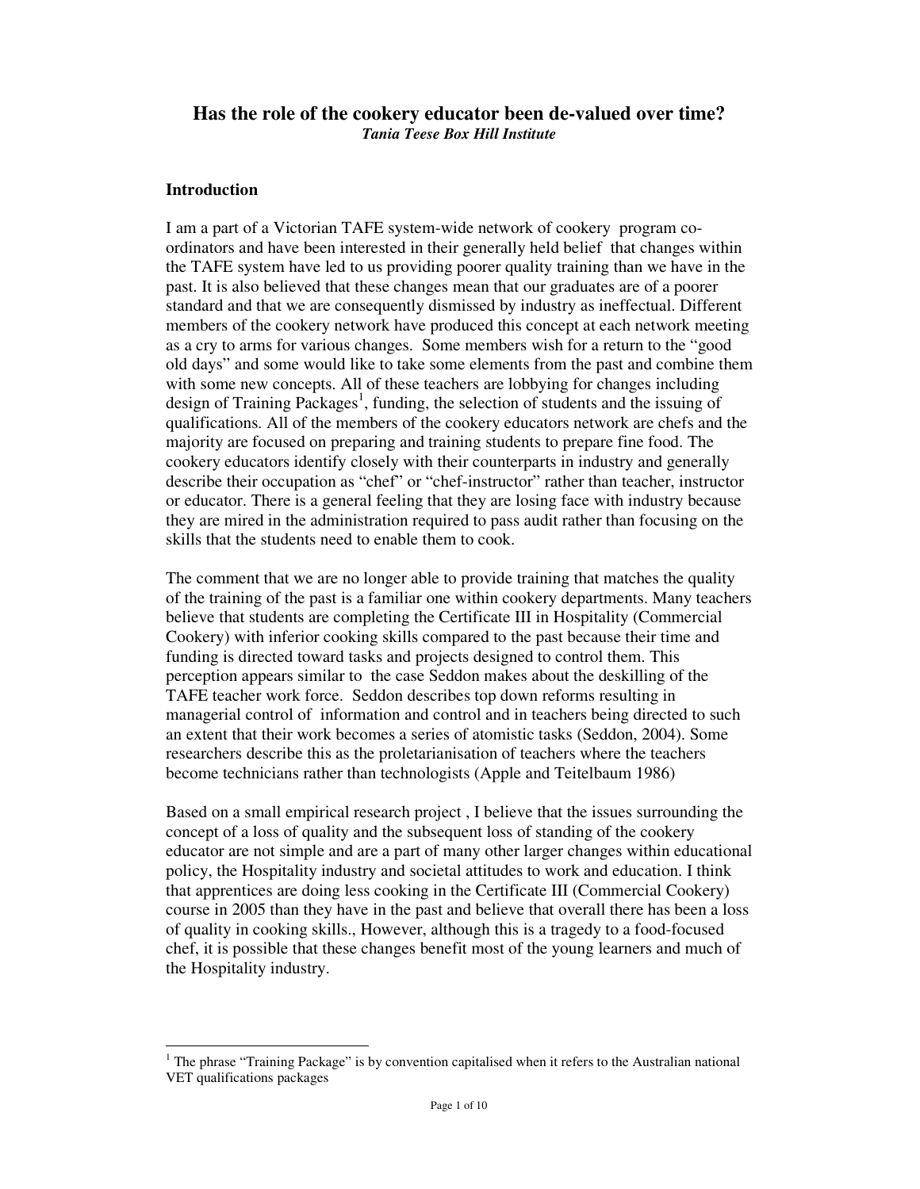# Has the role of the cookery educator been de-valued over time?

***Tania Teese Box Hill Institute***

## Introduction

I am a part of a Victorian TAFE system-wide network of cookery program co-ordinators and have been interested in their generally held belief that changes within the TAFE system have led to us providing poorer quality training than we have in the past. It is also believed that these changes mean that our graduates are of a poorer standard and that we are consequently dismissed by industry as ineffectual. Different members of the cookery network have produced this concept at each network meeting as a cry to arms for various changes. Some members wish for a return to the "good old days" and some would like to take some elements from the past and combine them with some new concepts. All of these teachers are lobbying for changes including design of Training Packages[1], funding, the selection of students and the issuing of qualifications. All of the members of the cookery educators network are chefs and the majority are focused on preparing and training students to prepare fine food. The cookery educators identify closely with their counterparts in industry and generally describe their occupation as "chef" or "chef-instructor" rather than teacher, instructor or educator. There is a general feeling that they are losing face with industry because they are mired in the administration required to pass audit rather than focusing on the skills that the students need to enable them to cook.

The comment that we are no longer able to provide training that matches the quality of the training of the past is a familiar one within cookery departments. Many teachers believe that students are completing the Certificate III in Hospitality (Commercial Cookery) with inferior cooking skills compared to the past because their time and funding is directed toward tasks and projects designed to control them. This perception appears similar to the case Seddon makes about the deskilling of the TAFE teacher work force. Seddon describes top down reforms resulting in managerial control of information and control and in teachers being directed to such an extent that their work becomes a series of atomistic tasks (Seddon, 2004). Some researchers describe this as the proletarianisation of teachers where the teachers become technicians rather than technologists (Apple and Teitelbaum 1986)

Based on a small empirical research project , I believe that the issues surrounding the concept of a loss of quality and the subsequent loss of standing of the cookery educator are not simple and are a part of many other larger changes within educational policy, the Hospitality industry and societal attitudes to work and education. I think that apprentices are doing less cooking in the Certificate III (Commercial Cookery) course in 2005 than they have in the past and believe that overall there has been a loss of quality in cooking skills., However, although this is a tragedy to a food-focused chef, it is possible that these changes benefit most of the young learners and much of the Hospitality industry.

---

[1] The phrase "Training Package" is by convention capitalised when it refers to the Australian national VET qualifications packages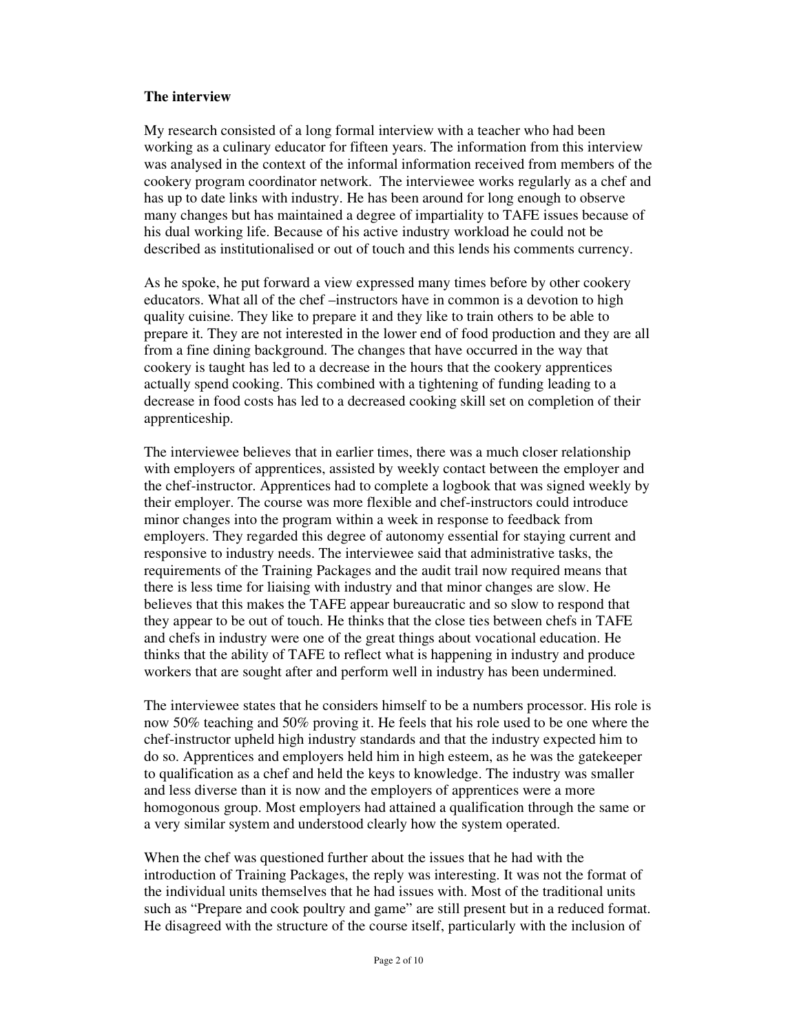**The interview**

My research consisted of a long formal interview with a teacher who had been working as a culinary educator for fifteen years. The information from this interview was analysed in the context of the informal information received from members of the cookery program coordinator network. The interviewee works regularly as a chef and has up to date links with industry. He has been around for long enough to observe many changes but has maintained a degree of impartiality to TAFE issues because of his dual working life. Because of his active industry workload he could not be described as institutionalised or out of touch and this lends his comments currency.

As he spoke, he put forward a view expressed many times before by other cookery educators. What all of the chef –instructors have in common is a devotion to high quality cuisine. They like to prepare it and they like to train others to be able to prepare it. They are not interested in the lower end of food production and they are all from a fine dining background. The changes that have occurred in the way that cookery is taught has led to a decrease in the hours that the cookery apprentices actually spend cooking. This combined with a tightening of funding leading to a decrease in food costs has led to a decreased cooking skill set on completion of their apprenticeship.

The interviewee believes that in earlier times, there was a much closer relationship with employers of apprentices, assisted by weekly contact between the employer and the chef-instructor. Apprentices had to complete a logbook that was signed weekly by their employer. The course was more flexible and chef-instructors could introduce minor changes into the program within a week in response to feedback from employers. They regarded this degree of autonomy essential for staying current and responsive to industry needs. The interviewee said that administrative tasks, the requirements of the Training Packages and the audit trail now required means that there is less time for liaising with industry and that minor changes are slow. He believes that this makes the TAFE appear bureaucratic and so slow to respond that they appear to be out of touch. He thinks that the close ties between chefs in TAFE and chefs in industry were one of the great things about vocational education. He thinks that the ability of TAFE to reflect what is happening in industry and produce workers that are sought after and perform well in industry has been undermined.

The interviewee states that he considers himself to be a numbers processor. His role is now 50% teaching and 50% proving it. He feels that his role used to be one where the chef-instructor upheld high industry standards and that the industry expected him to do so. Apprentices and employers held him in high esteem, as he was the gatekeeper to qualification as a chef and held the keys to knowledge. The industry was smaller and less diverse than it is now and the employers of apprentices were a more homogonous group. Most employers had attained a qualification through the same or a very similar system and understood clearly how the system operated.

When the chef was questioned further about the issues that he had with the introduction of Training Packages, the reply was interesting. It was not the format of the individual units themselves that he had issues with. Most of the traditional units such as "Prepare and cook poultry and game" are still present but in a reduced format. He disagreed with the structure of the course itself, particularly with the inclusion of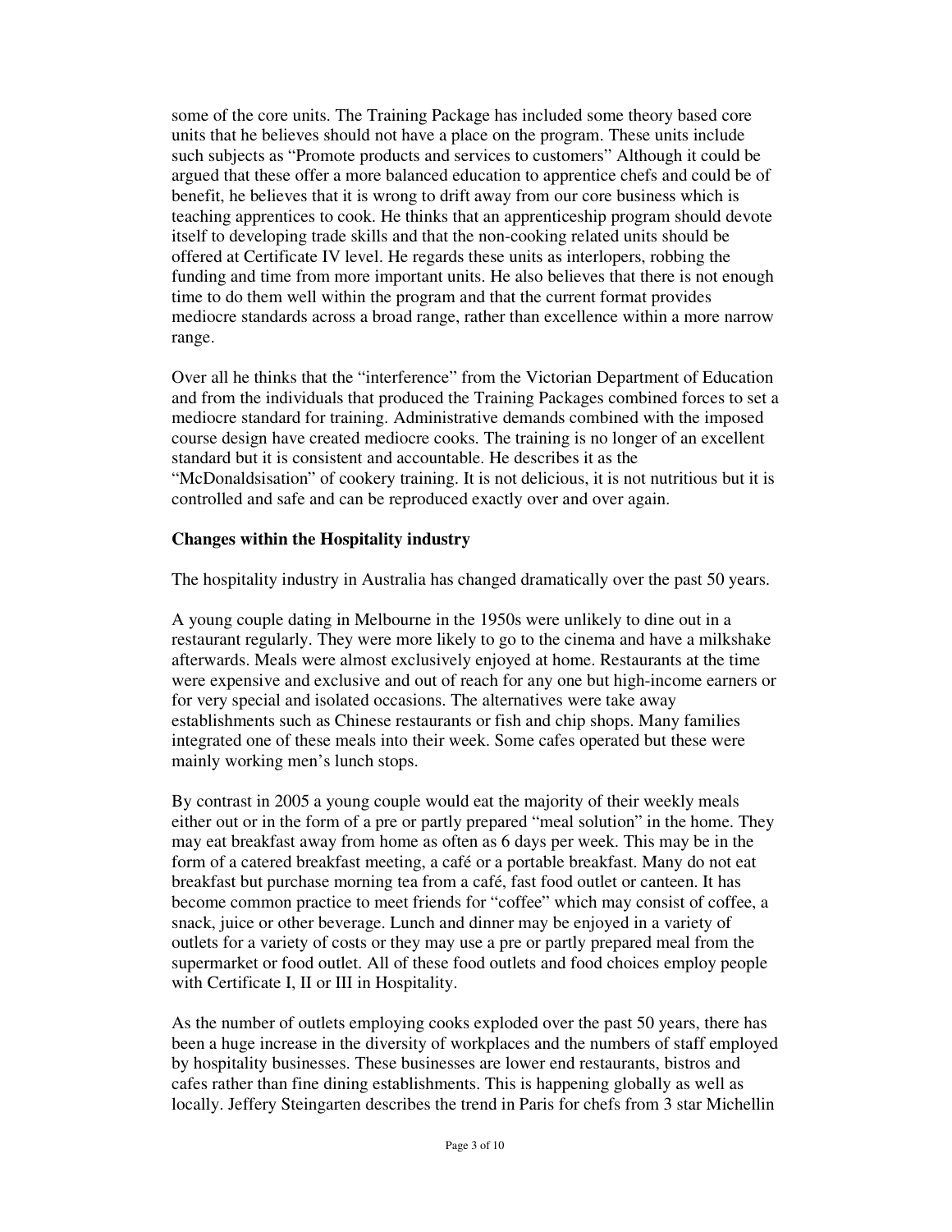some of the core units. The Training Package has included some theory based core units that he believes should not have a place on the program. These units include such subjects as "Promote products and services to customers" Although it could be argued that these offer a more balanced education to apprentice chefs and could be of benefit, he believes that it is wrong to drift away from our core business which is teaching apprentices to cook. He thinks that an apprenticeship program should devote itself to developing trade skills and that the non-cooking related units should be offered at Certificate IV level. He regards these units as interlopers, robbing the funding and time from more important units. He also believes that there is not enough time to do them well within the program and that the current format provides mediocre standards across a broad range, rather than excellence within a more narrow range.

Over all he thinks that the "interference" from the Victorian Department of Education and from the individuals that produced the Training Packages combined forces to set a mediocre standard for training. Administrative demands combined with the imposed course design have created mediocre cooks. The training is no longer of an excellent standard but it is consistent and accountable. He describes it as the "McDonaldsisation" of cookery training. It is not delicious, it is not nutritious but it is controlled and safe and can be reproduced exactly over and over again.

**Changes within the Hospitality industry**

The hospitality industry in Australia has changed dramatically over the past 50 years.

A young couple dating in Melbourne in the 1950s were unlikely to dine out in a restaurant regularly. They were more likely to go to the cinema and have a milkshake afterwards. Meals were almost exclusively enjoyed at home. Restaurants at the time were expensive and exclusive and out of reach for any one but high-income earners or for very special and isolated occasions. The alternatives were take away establishments such as Chinese restaurants or fish and chip shops. Many families integrated one of these meals into their week. Some cafes operated but these were mainly working men's lunch stops.

By contrast in 2005 a young couple would eat the majority of their weekly meals either out or in the form of a pre or partly prepared "meal solution" in the home. They may eat breakfast away from home as often as 6 days per week. This may be in the form of a catered breakfast meeting, a café or a portable breakfast. Many do not eat breakfast but purchase morning tea from a café, fast food outlet or canteen. It has become common practice to meet friends for "coffee" which may consist of coffee, a snack, juice or other beverage. Lunch and dinner may be enjoyed in a variety of outlets for a variety of costs or they may use a pre or partly prepared meal from the supermarket or food outlet. All of these food outlets and food choices employ people with Certificate I, II or III in Hospitality.

As the number of outlets employing cooks exploded over the past 50 years, there has been a huge increase in the diversity of workplaces and the numbers of staff employed by hospitality businesses. These businesses are lower end restaurants, bistros and cafes rather than fine dining establishments. This is happening globally as well as locally. Jeffery Steingarten describes the trend in Paris for chefs from 3 star Michellin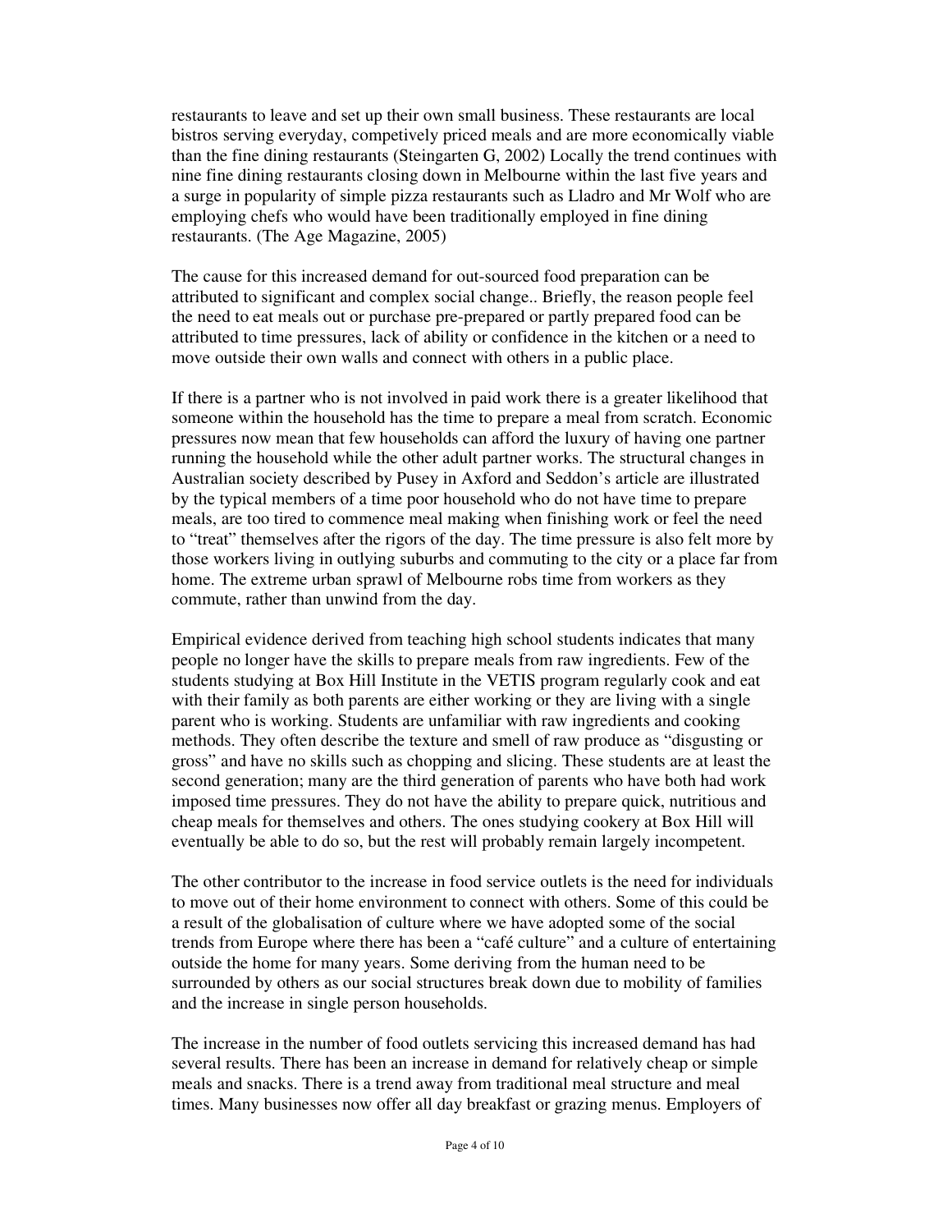restaurants to leave and set up their own small business. These restaurants are local bistros serving everyday, competively priced meals and are more economically viable than the fine dining restaurants (Steingarten G, 2002) Locally the trend continues with nine fine dining restaurants closing down in Melbourne within the last five years and a surge in popularity of simple pizza restaurants such as Lladro and Mr Wolf who are employing chefs who would have been traditionally employed in fine dining restaurants. (The Age Magazine, 2005)

The cause for this increased demand for out-sourced food preparation can be attributed to significant and complex social change.. Briefly, the reason people feel the need to eat meals out or purchase pre-prepared or partly prepared food can be attributed to time pressures, lack of ability or confidence in the kitchen or a need to move outside their own walls and connect with others in a public place.

If there is a partner who is not involved in paid work there is a greater likelihood that someone within the household has the time to prepare a meal from scratch. Economic pressures now mean that few households can afford the luxury of having one partner running the household while the other adult partner works. The structural changes in Australian society described by Pusey in Axford and Seddon's article are illustrated by the typical members of a time poor household who do not have time to prepare meals, are too tired to commence meal making when finishing work or feel the need to "treat" themselves after the rigors of the day. The time pressure is also felt more by those workers living in outlying suburbs and commuting to the city or a place far from home. The extreme urban sprawl of Melbourne robs time from workers as they commute, rather than unwind from the day.

Empirical evidence derived from teaching high school students indicates that many people no longer have the skills to prepare meals from raw ingredients. Few of the students studying at Box Hill Institute in the VETIS program regularly cook and eat with their family as both parents are either working or they are living with a single parent who is working. Students are unfamiliar with raw ingredients and cooking methods. They often describe the texture and smell of raw produce as "disgusting or gross" and have no skills such as chopping and slicing. These students are at least the second generation; many are the third generation of parents who have both had work imposed time pressures. They do not have the ability to prepare quick, nutritious and cheap meals for themselves and others. The ones studying cookery at Box Hill will eventually be able to do so, but the rest will probably remain largely incompetent.

The other contributor to the increase in food service outlets is the need for individuals to move out of their home environment to connect with others. Some of this could be a result of the globalisation of culture where we have adopted some of the social trends from Europe where there has been a "café culture" and a culture of entertaining outside the home for many years. Some deriving from the human need to be surrounded by others as our social structures break down due to mobility of families and the increase in single person households.

The increase in the number of food outlets servicing this increased demand has had several results. There has been an increase in demand for relatively cheap or simple meals and snacks. There is a trend away from traditional meal structure and meal times. Many businesses now offer all day breakfast or grazing menus. Employers of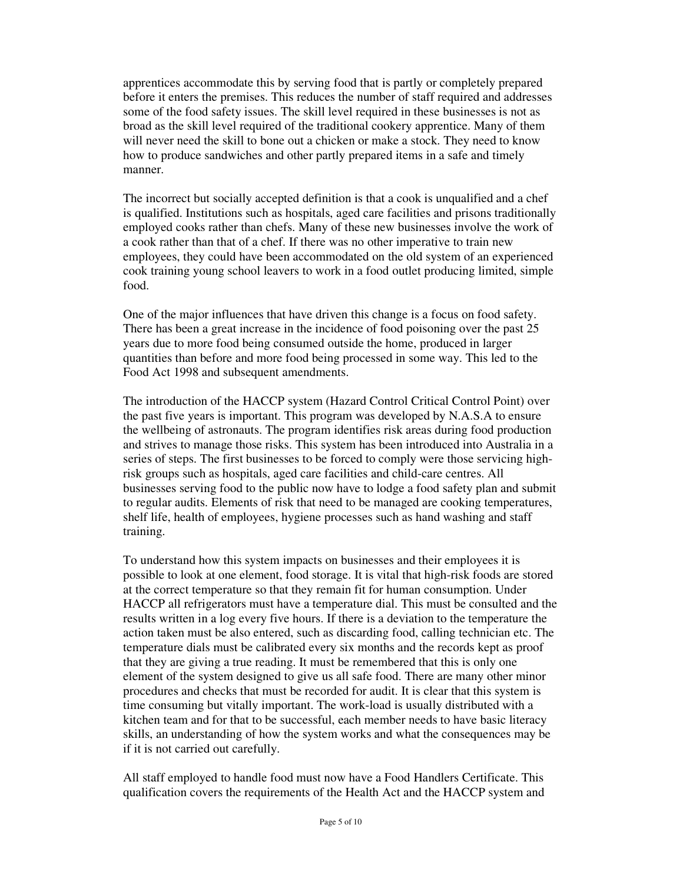apprentices accommodate this by serving food that is partly or completely prepared before it enters the premises. This reduces the number of staff required and addresses some of the food safety issues. The skill level required in these businesses is not as broad as the skill level required of the traditional cookery apprentice. Many of them will never need the skill to bone out a chicken or make a stock. They need to know how to produce sandwiches and other partly prepared items in a safe and timely manner.

The incorrect but socially accepted definition is that a cook is unqualified and a chef is qualified. Institutions such as hospitals, aged care facilities and prisons traditionally employed cooks rather than chefs. Many of these new businesses involve the work of a cook rather than that of a chef. If there was no other imperative to train new employees, they could have been accommodated on the old system of an experienced cook training young school leavers to work in a food outlet producing limited, simple food.

One of the major influences that have driven this change is a focus on food safety. There has been a great increase in the incidence of food poisoning over the past 25 years due to more food being consumed outside the home, produced in larger quantities than before and more food being processed in some way. This led to the Food Act 1998 and subsequent amendments.

The introduction of the HACCP system (Hazard Control Critical Control Point) over the past five years is important. This program was developed by N.A.S.A to ensure the wellbeing of astronauts. The program identifies risk areas during food production and strives to manage those risks. This system has been introduced into Australia in a series of steps. The first businesses to be forced to comply were those servicing high-risk groups such as hospitals, aged care facilities and child-care centres. All businesses serving food to the public now have to lodge a food safety plan and submit to regular audits. Elements of risk that need to be managed are cooking temperatures, shelf life, health of employees, hygiene processes such as hand washing and staff training.

To understand how this system impacts on businesses and their employees it is possible to look at one element, food storage. It is vital that high-risk foods are stored at the correct temperature so that they remain fit for human consumption. Under HACCP all refrigerators must have a temperature dial. This must be consulted and the results written in a log every five hours. If there is a deviation to the temperature the action taken must be also entered, such as discarding food, calling technician etc. The temperature dials must be calibrated every six months and the records kept as proof that they are giving a true reading. It must be remembered that this is only one element of the system designed to give us all safe food. There are many other minor procedures and checks that must be recorded for audit. It is clear that this system is time consuming but vitally important. The work-load is usually distributed with a kitchen team and for that to be successful, each member needs to have basic literacy skills, an understanding of how the system works and what the consequences may be if it is not carried out carefully.

All staff employed to handle food must now have a Food Handlers Certificate. This qualification covers the requirements of the Health Act and the HACCP system and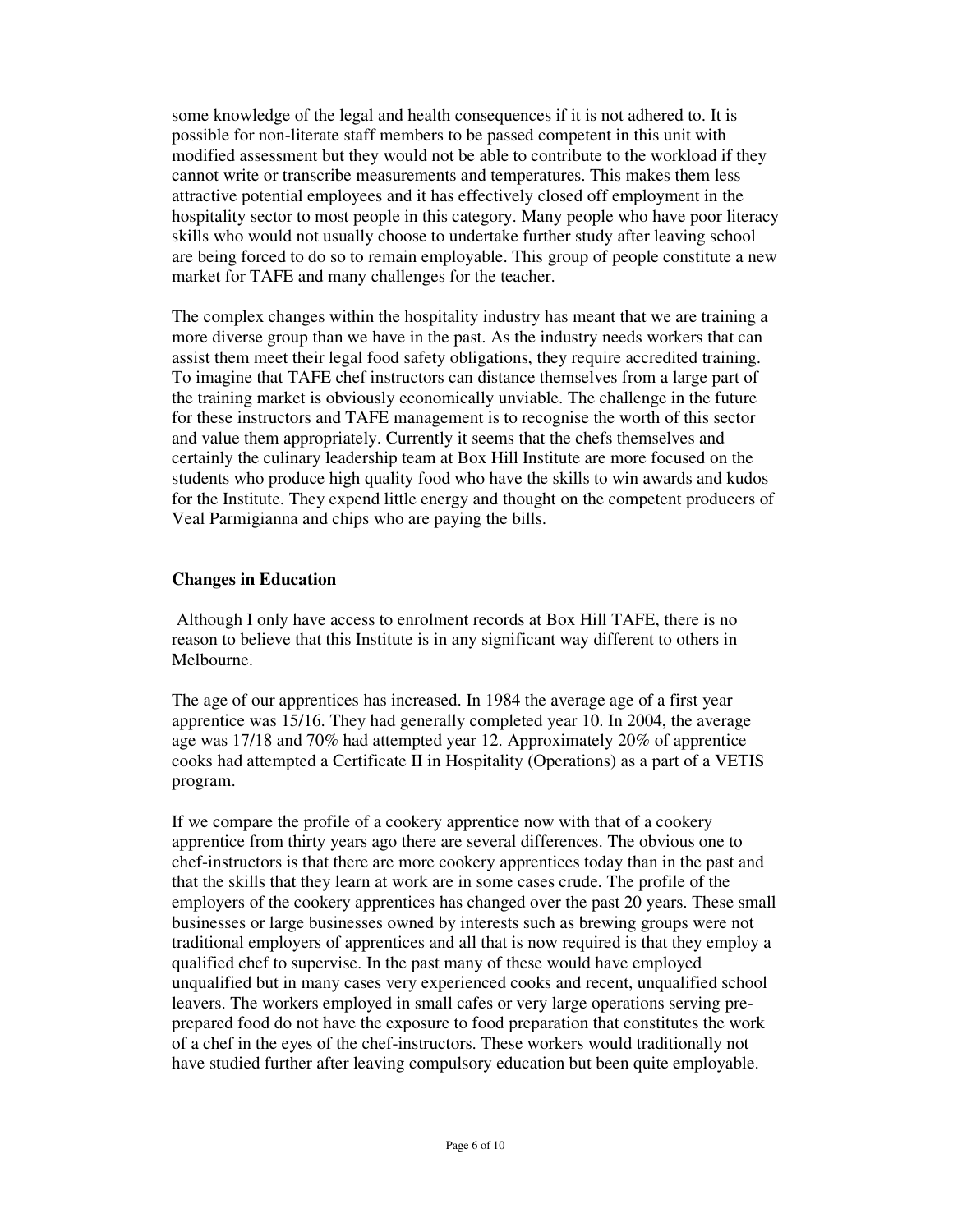some knowledge of the legal and health consequences if it is not adhered to. It is possible for non-literate staff members to be passed competent in this unit with modified assessment but they would not be able to contribute to the workload if they cannot write or transcribe measurements and temperatures. This makes them less attractive potential employees and it has effectively closed off employment in the hospitality sector to most people in this category. Many people who have poor literacy skills who would not usually choose to undertake further study after leaving school are being forced to do so to remain employable. This group of people constitute a new market for TAFE and many challenges for the teacher.

The complex changes within the hospitality industry has meant that we are training a more diverse group than we have in the past. As the industry needs workers that can assist them meet their legal food safety obligations, they require accredited training. To imagine that TAFE chef instructors can distance themselves from a large part of the training market is obviously economically unviable. The challenge in the future for these instructors and TAFE management is to recognise the worth of this sector and value them appropriately. Currently it seems that the chefs themselves and certainly the culinary leadership team at Box Hill Institute are more focused on the students who produce high quality food who have the skills to win awards and kudos for the Institute. They expend little energy and thought on the competent producers of Veal Parmigianna and chips who are paying the bills.

**Changes in Education**

Although I only have access to enrolment records at Box Hill TAFE, there is no reason to believe that this Institute is in any significant way different to others in Melbourne.

The age of our apprentices has increased. In 1984 the average age of a first year apprentice was 15/16. They had generally completed year 10. In 2004, the average age was 17/18 and 70% had attempted year 12. Approximately 20% of apprentice cooks had attempted a Certificate II in Hospitality (Operations) as a part of a VETIS program.

If we compare the profile of a cookery apprentice now with that of a cookery apprentice from thirty years ago there are several differences. The obvious one to chef-instructors is that there are more cookery apprentices today than in the past and that the skills that they learn at work are in some cases crude. The profile of the employers of the cookery apprentices has changed over the past 20 years. These small businesses or large businesses owned by interests such as brewing groups were not traditional employers of apprentices and all that is now required is that they employ a qualified chef to supervise. In the past many of these would have employed unqualified but in many cases very experienced cooks and recent, unqualified school leavers. The workers employed in small cafes or very large operations serving pre-prepared food do not have the exposure to food preparation that constitutes the work of a chef in the eyes of the chef-instructors. These workers would traditionally not have studied further after leaving compulsory education but been quite employable.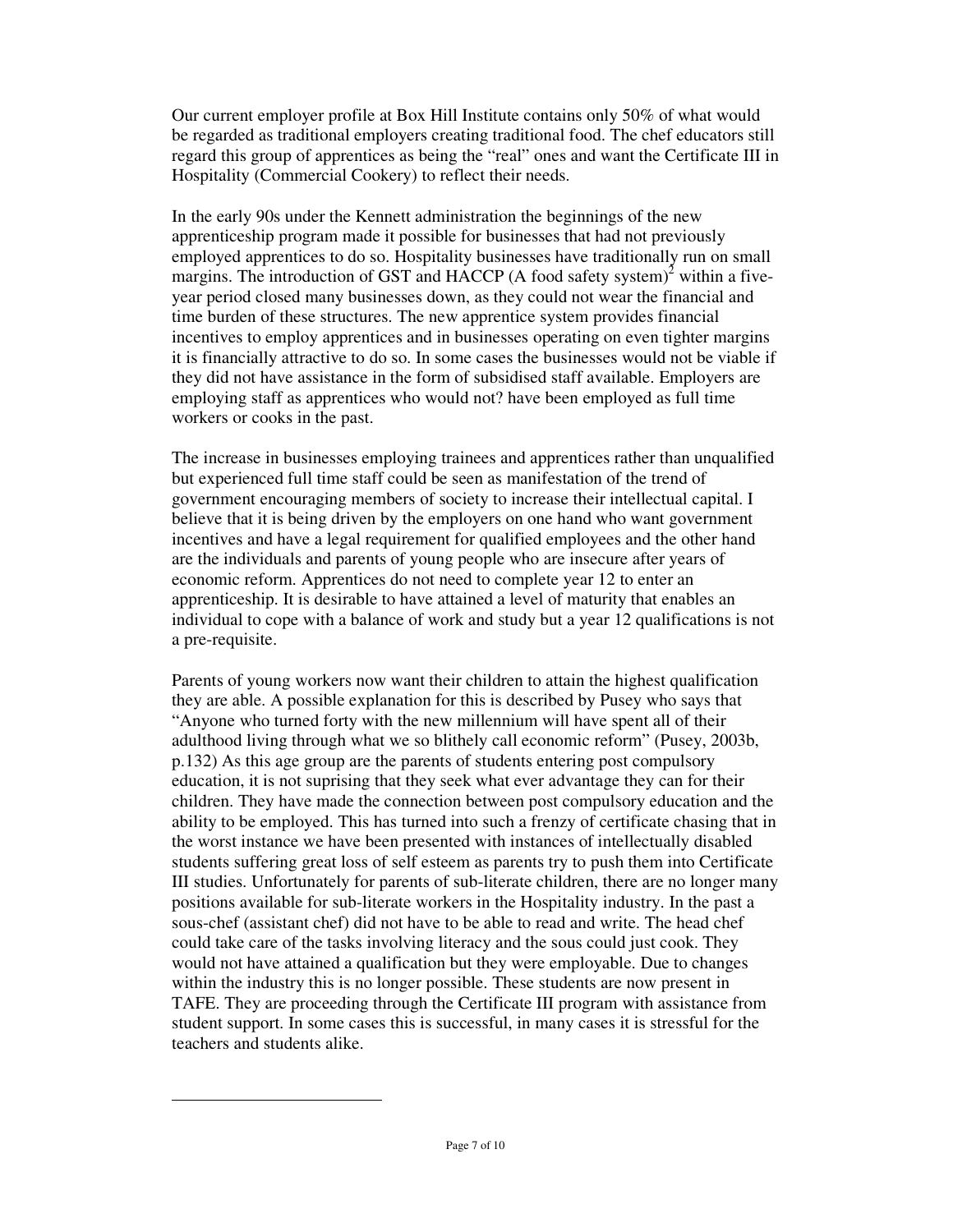Our current employer profile at Box Hill Institute contains only 50% of what would be regarded as traditional employers creating traditional food. The chef educators still regard this group of apprentices as being the “real” ones and want the Certificate III in Hospitality (Commercial Cookery) to reflect their needs.

In the early 90s under the Kennett administration the beginnings of the new apprenticeship program made it possible for businesses that had not previously employed apprentices to do so. Hospitality businesses have traditionally run on small margins. The introduction of GST and HACCP (A food safety system)[2] within a five-year period closed many businesses down, as they could not wear the financial and time burden of these structures. The new apprentice system provides financial incentives to employ apprentices and in businesses operating on even tighter margins it is financially attractive to do so. In some cases the businesses would not be viable if they did not have assistance in the form of subsidised staff available. Employers are employing staff as apprentices who would not? have been employed as full time workers or cooks in the past.

The increase in businesses employing trainees and apprentices rather than unqualified but experienced full time staff could be seen as manifestation of the trend of government encouraging members of society to increase their intellectual capital. I believe that it is being driven by the employers on one hand who want government incentives and have a legal requirement for qualified employees and the other hand are the individuals and parents of young people who are insecure after years of economic reform. Apprentices do not need to complete year 12 to enter an apprenticeship. It is desirable to have attained a level of maturity that enables an individual to cope with a balance of work and study but a year 12 qualifications is not a pre-requisite.

Parents of young workers now want their children to attain the highest qualification they are able. A possible explanation for this is described by Pusey who says that “Anyone who turned forty with the new millennium will have spent all of their adulthood living through what we so blithely call economic reform” (Pusey, 2003b, p.132) As this age group are the parents of students entering post compulsory education, it is not suprising that they seek what ever advantage they can for their children. They have made the connection between post compulsory education and the ability to be employed. This has turned into such a frenzy of certificate chasing that in the worst instance we have been presented with instances of intellectually disabled students suffering great loss of self esteem as parents try to push them into Certificate III studies. Unfortunately for parents of sub-literate children, there are no longer many positions available for sub-literate workers in the Hospitality industry. In the past a sous-chef (assistant chef) did not have to be able to read and write. The head chef could take care of the tasks involving literacy and the sous could just cook. They would not have attained a qualification but they were employable. Due to changes within the industry this is no longer possible. These students are now present in TAFE. They are proceeding through the Certificate III program with assistance from student support. In some cases this is successful, in many cases it is stressful for the teachers and students alike.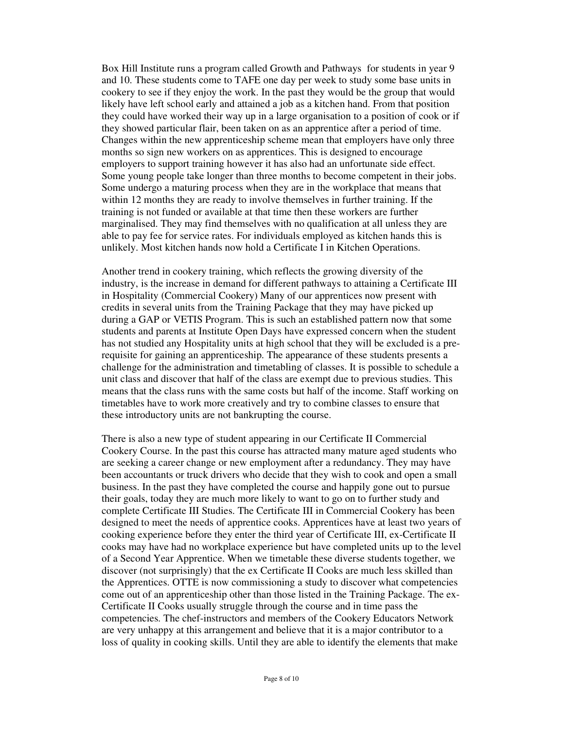Box Hill Institute runs a program called Growth and Pathways  for students in year 9 and 10. These students come to TAFE one day per week to study some base units in cookery to see if they enjoy the work. In the past they would be the group that would likely have left school early and attained a job as a kitchen hand. From that position they could have worked their way up in a large organisation to a position of cook or if they showed particular flair, been taken on as an apprentice after a period of time. Changes within the new apprenticeship scheme mean that employers have only three months so sign new workers on as apprentices. This is designed to encourage employers to support training however it has also had an unfortunate side effect. Some young people take longer than three months to become competent in their jobs. Some undergo a maturing process when they are in the workplace that means that within 12 months they are ready to involve themselves in further training. If the training is not funded or available at that time then these workers are further marginalised. They may find themselves with no qualification at all unless they are able to pay fee for service rates. For individuals employed as kitchen hands this is unlikely. Most kitchen hands now hold a Certificate I in Kitchen Operations.

Another trend in cookery training, which reflects the growing diversity of the industry, is the increase in demand for different pathways to attaining a Certificate III in Hospitality (Commercial Cookery) Many of our apprentices now present with credits in several units from the Training Package that they may have picked up during a GAP or VETIS Program. This is such an established pattern now that some students and parents at Institute Open Days have expressed concern when the student has not studied any Hospitality units at high school that they will be excluded is a pre-requisite for gaining an apprenticeship. The appearance of these students presents a challenge for the administration and timetabling of classes. It is possible to schedule a unit class and discover that half of the class are exempt due to previous studies. This means that the class runs with the same costs but half of the income. Staff working on timetables have to work more creatively and try to combine classes to ensure that these introductory units are not bankrupting the course.

There is also a new type of student appearing in our Certificate II Commercial Cookery Course. In the past this course has attracted many mature aged students who are seeking a career change or new employment after a redundancy. They may have been accountants or truck drivers who decide that they wish to cook and open a small business. In the past they have completed the course and happily gone out to pursue their goals, today they are much more likely to want to go on to further study and complete Certificate III Studies. The Certificate III in Commercial Cookery has been designed to meet the needs of apprentice cooks. Apprentices have at least two years of cooking experience before they enter the third year of Certificate III, ex-Certificate II cooks may have had no workplace experience but have completed units up to the level of a Second Year Apprentice. When we timetable these diverse students together, we discover (not surprisingly) that the ex Certificate II Cooks are much less skilled than the Apprentices. OTTE is now commissioning a study to discover what competencies come out of an apprenticeship other than those listed in the Training Package. The ex-Certificate II Cooks usually struggle through the course and in time pass the competencies. The chef-instructors and members of the Cookery Educators Network are very unhappy at this arrangement and believe that it is a major contributor to a loss of quality in cooking skills. Until they are able to identify the elements that make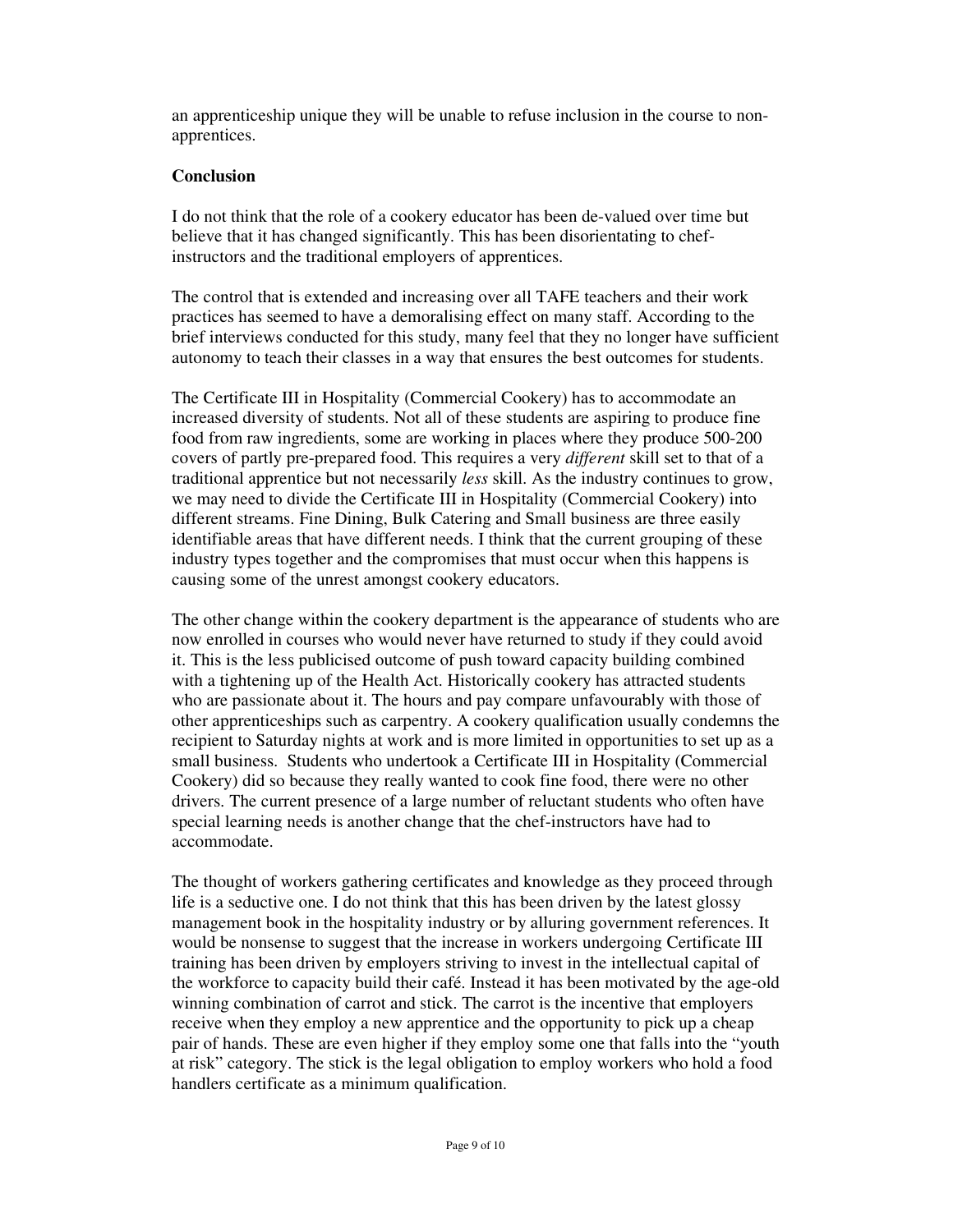an apprenticeship unique they will be unable to refuse inclusion in the course to non-apprentices.

**Conclusion**

I do not think that the role of a cookery educator has been de-valued over time but believe that it has changed significantly. This has been disorientating to chef-instructors and the traditional employers of apprentices.

The control that is extended and increasing over all TAFE teachers and their work practices has seemed to have a demoralising effect on many staff. According to the brief interviews conducted for this study, many feel that they no longer have sufficient autonomy to teach their classes in a way that ensures the best outcomes for students.

The Certificate III in Hospitality (Commercial Cookery) has to accommodate an increased diversity of students. Not all of these students are aspiring to produce fine food from raw ingredients, some are working in places where they produce 500-200 covers of partly pre-prepared food. This requires a very *different* skill set to that of a traditional apprentice but not necessarily *less* skill. As the industry continues to grow, we may need to divide the Certificate III in Hospitality (Commercial Cookery) into different streams. Fine Dining, Bulk Catering and Small business are three easily identifiable areas that have different needs. I think that the current grouping of these industry types together and the compromises that must occur when this happens is causing some of the unrest amongst cookery educators.

The other change within the cookery department is the appearance of students who are now enrolled in courses who would never have returned to study if they could avoid it. This is the less publicised outcome of push toward capacity building combined with a tightening up of the Health Act. Historically cookery has attracted students who are passionate about it. The hours and pay compare unfavourably with those of other apprenticeships such as carpentry. A cookery qualification usually condemns the recipient to Saturday nights at work and is more limited in opportunities to set up as a small business. Students who undertook a Certificate III in Hospitality (Commercial Cookery) did so because they really wanted to cook fine food, there were no other drivers. The current presence of a large number of reluctant students who often have special learning needs is another change that the chef-instructors have had to accommodate.

The thought of workers gathering certificates and knowledge as they proceed through life is a seductive one. I do not think that this has been driven by the latest glossy management book in the hospitality industry or by alluring government references. It would be nonsense to suggest that the increase in workers undergoing Certificate III training has been driven by employers striving to invest in the intellectual capital of the workforce to capacity build their café. Instead it has been motivated by the age-old winning combination of carrot and stick. The carrot is the incentive that employers receive when they employ a new apprentice and the opportunity to pick up a cheap pair of hands. These are even higher if they employ some one that falls into the "youth at risk" category. The stick is the legal obligation to employ workers who hold a food handlers certificate as a minimum qualification.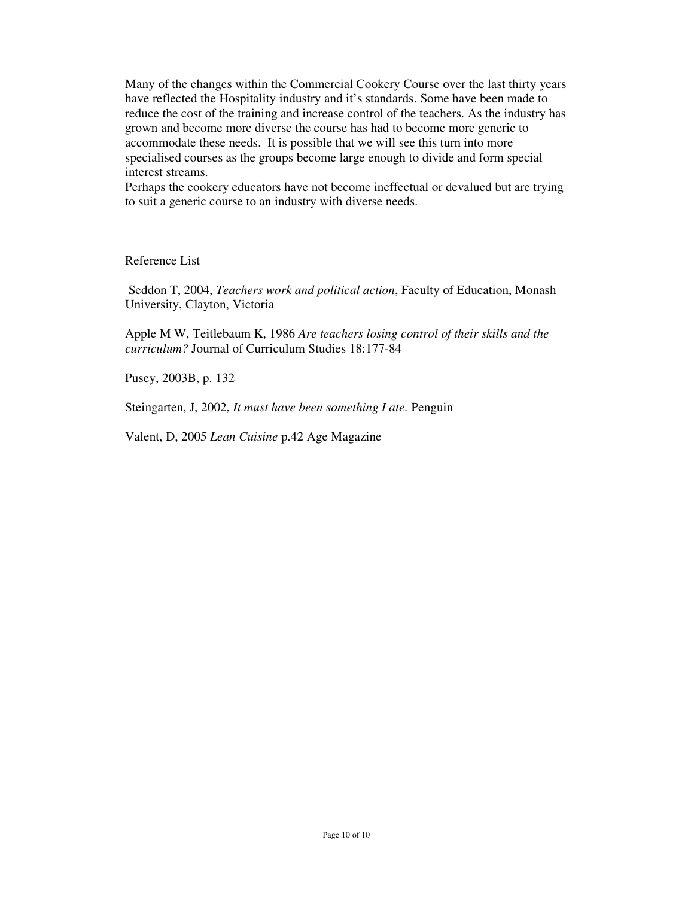Many of the changes within the Commercial Cookery Course over the last thirty years have reflected the Hospitality industry and it's standards. Some have been made to reduce the cost of the training and increase control of the teachers. As the industry has grown and become more diverse the course has had to become more generic to accommodate these needs. It is possible that we will see this turn into more specialised courses as the groups become large enough to divide and form special interest streams.

Perhaps the cookery educators have not become ineffectual or devalued but are trying to suit a generic course to an industry with diverse needs.

Reference List

Seddon T, 2004, *Teachers work and political action*, Faculty of Education, Monash University, Clayton, Victoria

Apple M W, Teitlebaum K, 1986 *Are teachers losing control of their skills and the curriculum?* Journal of Curriculum Studies 18:177-84

Pusey, 2003B, p. 132

Steingarten, J, 2002, *It must have been something I ate.* Penguin

Valent, D, 2005 *Lean Cuisine* p.42 Age Magazine